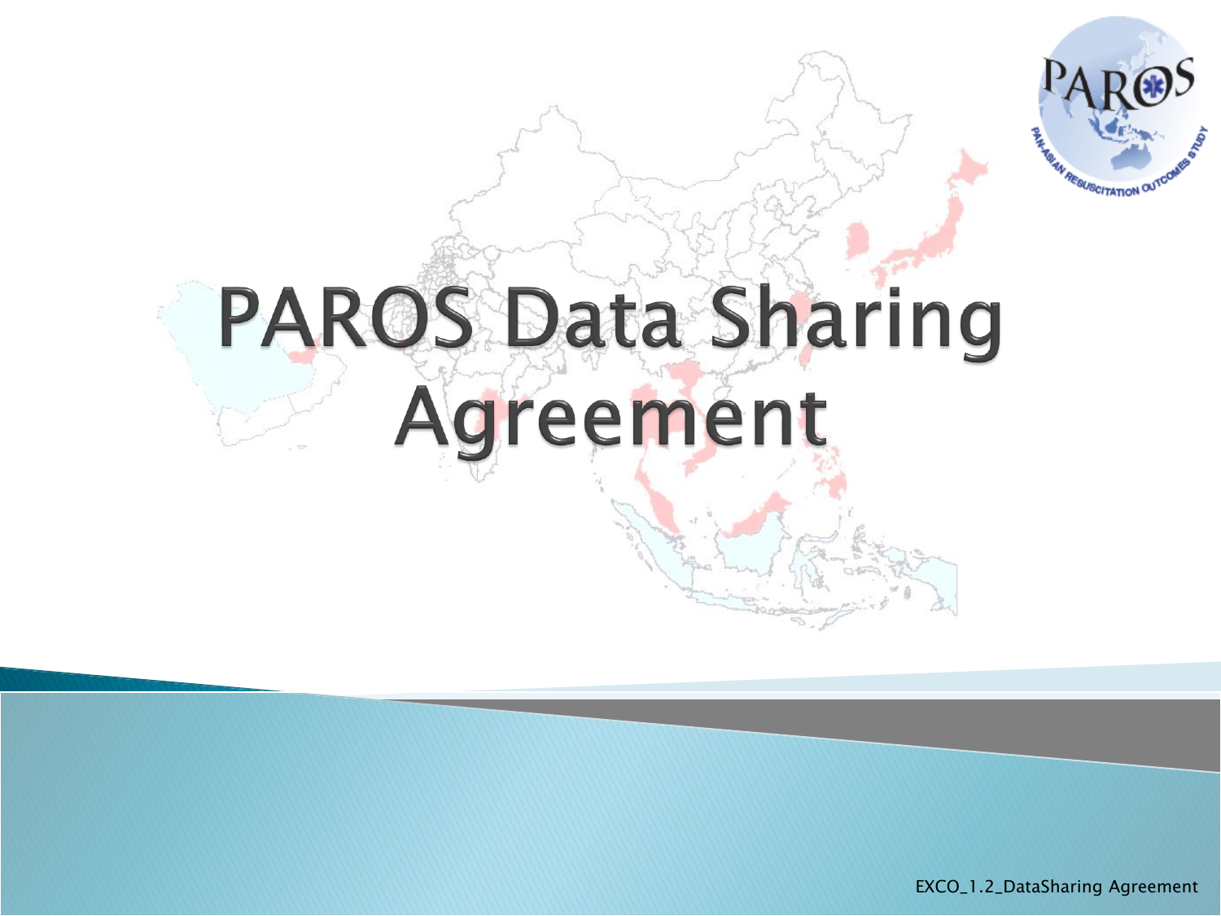# PAROS Data Sharing Agreement

EXCO_1.2_DataSharing Agreement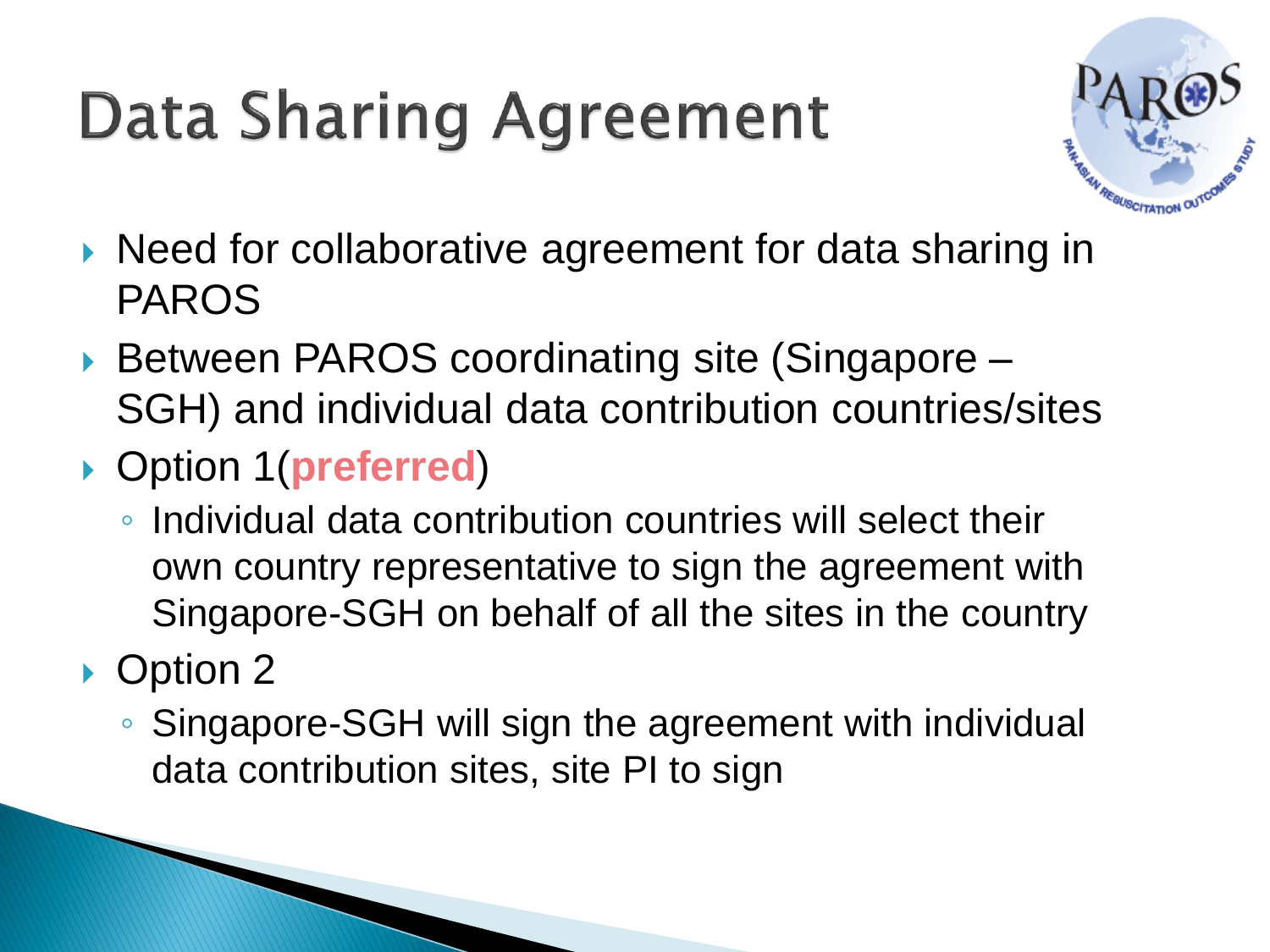# Data Sharing Agreement

- Need for collaborative agreement for data sharing in PAROS
- Between PAROS coordinating site (Singapore – SGH) and individual data contribution countries/sites
- Option 1(**preferred**)
  - Individual data contribution countries will select their own country representative to sign the agreement with Singapore-SGH on behalf of all the sites in the country
- Option 2
  - Singapore-SGH will sign the agreement with individual data contribution sites, site PI to sign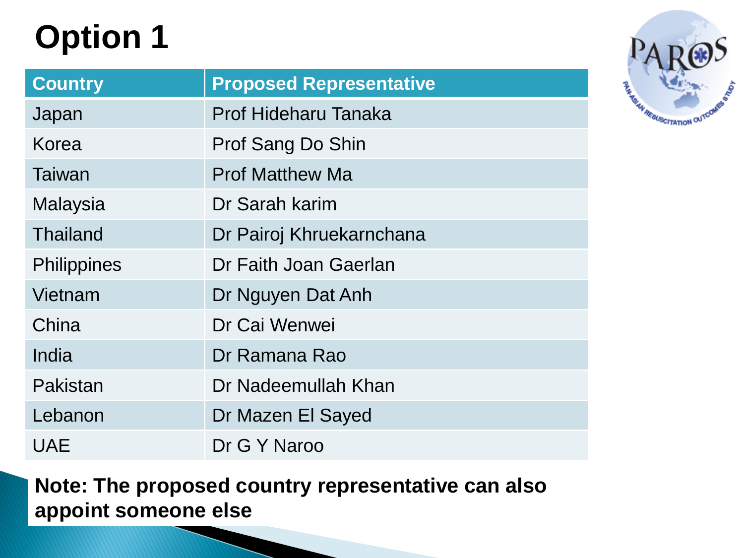# Option 1

| Country | Proposed Representative |
| --- | --- |
| Japan | Prof Hideharu Tanaka |
| Korea | Prof Sang Do Shin |
| Taiwan | Prof Matthew Ma |
| Malaysia | Dr Sarah karim |
| Thailand | Dr Pairoj Khruekarnchana |
| Philippines | Dr Faith Joan Gaerlan |
| Vietnam | Dr Nguyen Dat Anh |
| China | Dr Cai Wenwei |
| India | Dr Ramana Rao |
| Pakistan | Dr Nadeemullah Khan |
| Lebanon | Dr Mazen El Sayed |
| UAE | Dr G Y Naroo |

**Note: The proposed country representative can also appoint someone else**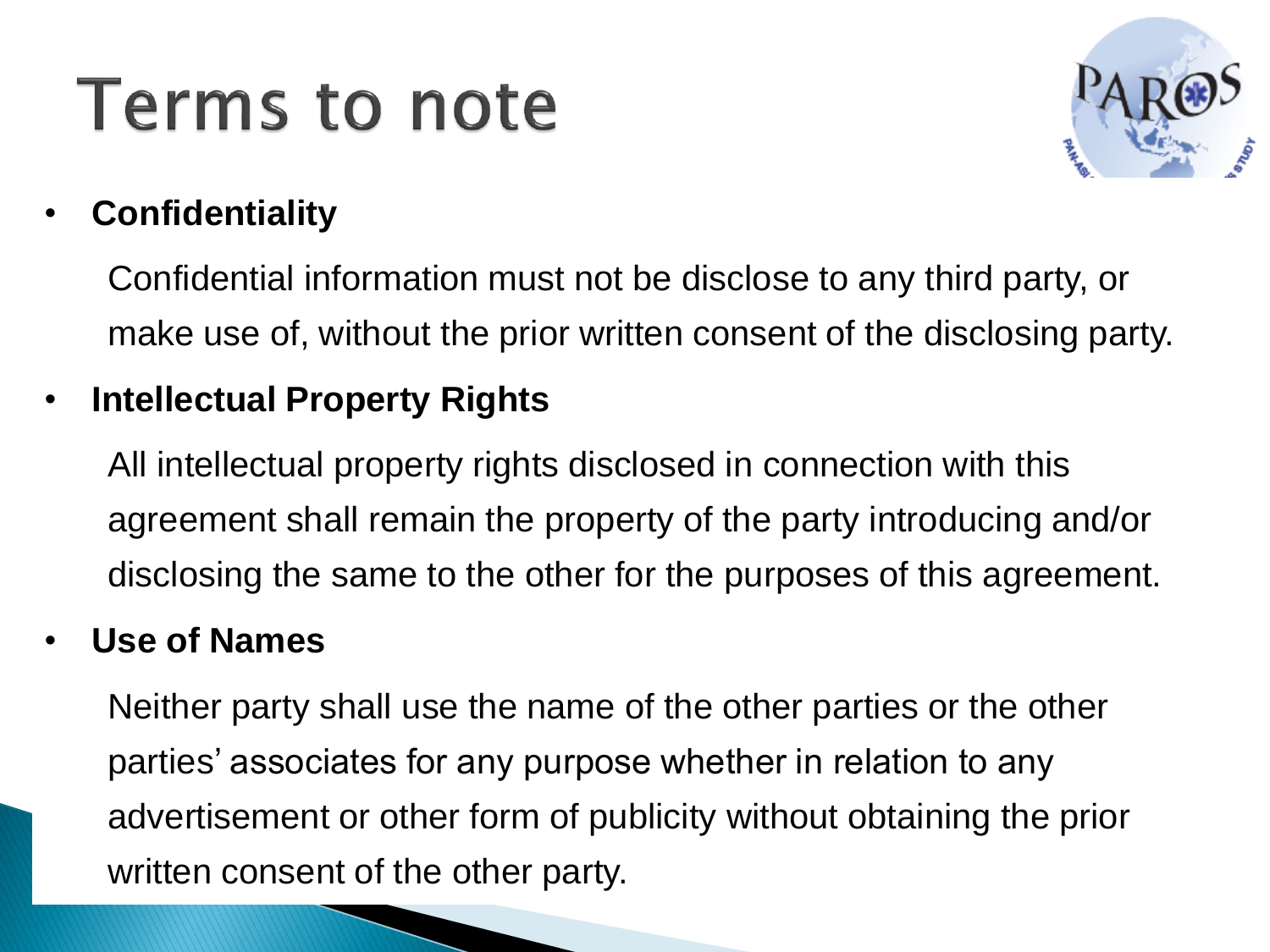# Terms to note

- **Confidentiality**

  Confidential information must not be disclose to any third party, or make use of, without the prior written consent of the disclosing party.

- **Intellectual Property Rights**

  All intellectual property rights disclosed in connection with this agreement shall remain the property of the party introducing and/or disclosing the same to the other for the purposes of this agreement.

- **Use of Names**

  Neither party shall use the name of the other parties or the other parties' associates for any purpose whether in relation to any advertisement or other form of publicity without obtaining the prior written consent of the other party.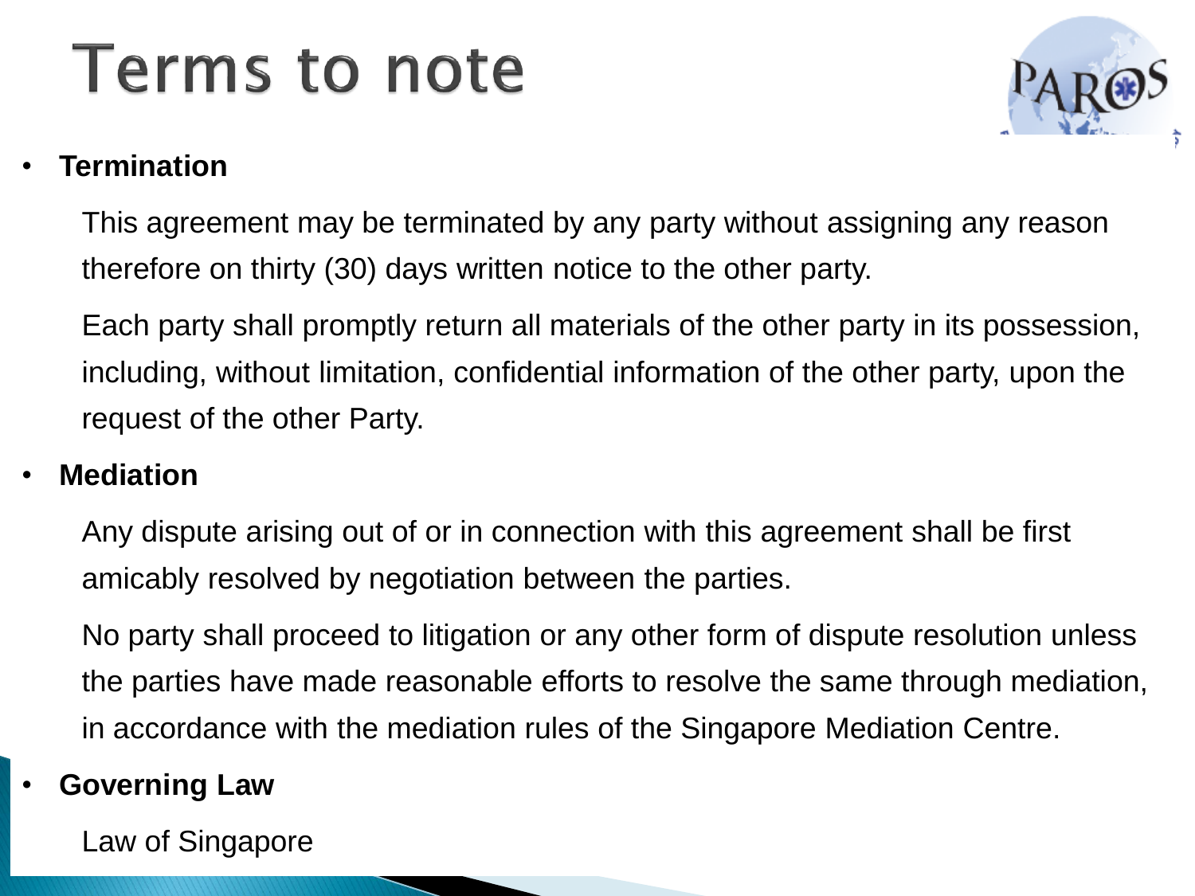# Terms to note

- **Termination**

  This agreement may be terminated by any party without assigning any reason therefore on thirty (30) days written notice to the other party.

  Each party shall promptly return all materials of the other party in its possession, including, without limitation, confidential information of the other party, upon the request of the other Party.

- **Mediation**

  Any dispute arising out of or in connection with this agreement shall be first amicably resolved by negotiation between the parties.

  No party shall proceed to litigation or any other form of dispute resolution unless the parties have made reasonable efforts to resolve the same through mediation, in accordance with the mediation rules of the Singapore Mediation Centre.

- **Governing Law**

  Law of Singapore